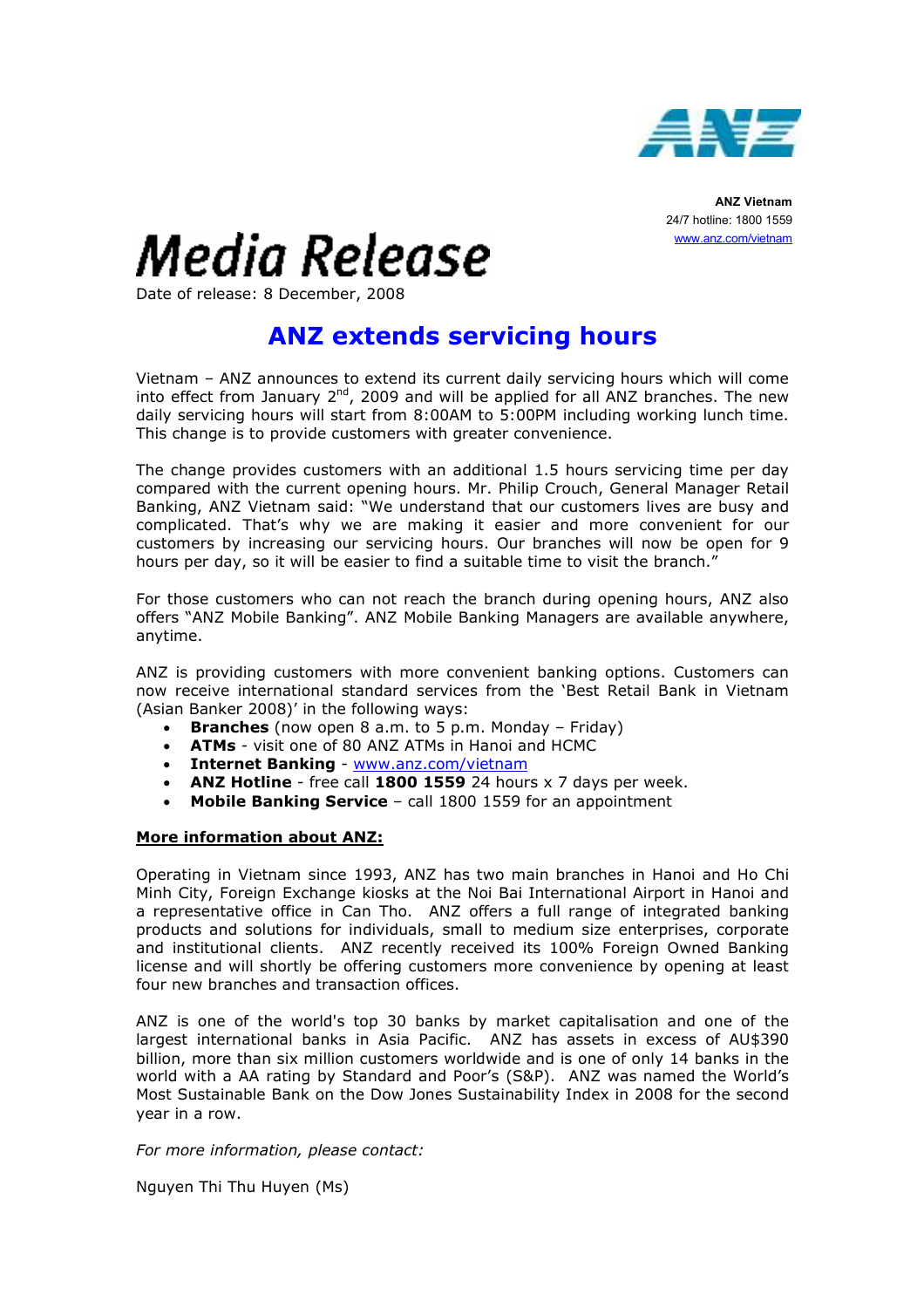**ANZ Vietnam**
24/7 hotline: 1800 1559
www.anz.com/vietnam

# Media Release

Date of release: 8 December, 2008

## ANZ extends servicing hours

Vietnam – ANZ announces to extend its current daily servicing hours which will come into effect from January 2nd, 2009 and will be applied for all ANZ branches. The new daily servicing hours will start from 8:00AM to 5:00PM including working lunch time. This change is to provide customers with greater convenience.

The change provides customers with an additional 1.5 hours servicing time per day compared with the current opening hours. Mr. Philip Crouch, General Manager Retail Banking, ANZ Vietnam said: "We understand that our customers lives are busy and complicated. That's why we are making it easier and more convenient for our customers by increasing our servicing hours. Our branches will now be open for 9 hours per day, so it will be easier to find a suitable time to visit the branch."

For those customers who can not reach the branch during opening hours, ANZ also offers "ANZ Mobile Banking". ANZ Mobile Banking Managers are available anywhere, anytime.

ANZ is providing customers with more convenient banking options. Customers can now receive international standard services from the 'Best Retail Bank in Vietnam (Asian Banker 2008)' in the following ways:

- **Branches** (now open 8 a.m. to 5 p.m. Monday – Friday)
- **ATMs** - visit one of 80 ANZ ATMs in Hanoi and HCMC
- **Internet Banking** - www.anz.com/vietnam
- **ANZ Hotline** - free call **1800 1559** 24 hours x 7 days per week.
- **Mobile Banking Service** – call 1800 1559 for an appointment

**More information about ANZ:**

Operating in Vietnam since 1993, ANZ has two main branches in Hanoi and Ho Chi Minh City, Foreign Exchange kiosks at the Noi Bai International Airport in Hanoi and a representative office in Can Tho. ANZ offers a full range of integrated banking products and solutions for individuals, small to medium size enterprises, corporate and institutional clients. ANZ recently received its 100% Foreign Owned Banking license and will shortly be offering customers more convenience by opening at least four new branches and transaction offices.

ANZ is one of the world's top 30 banks by market capitalisation and one of the largest international banks in Asia Pacific. ANZ has assets in excess of AU$390 billion, more than six million customers worldwide and is one of only 14 banks in the world with a AA rating by Standard and Poor's (S&P). ANZ was named the World's Most Sustainable Bank on the Dow Jones Sustainability Index in 2008 for the second year in a row.

*For more information, please contact:*

Nguyen Thi Thu Huyen (Ms)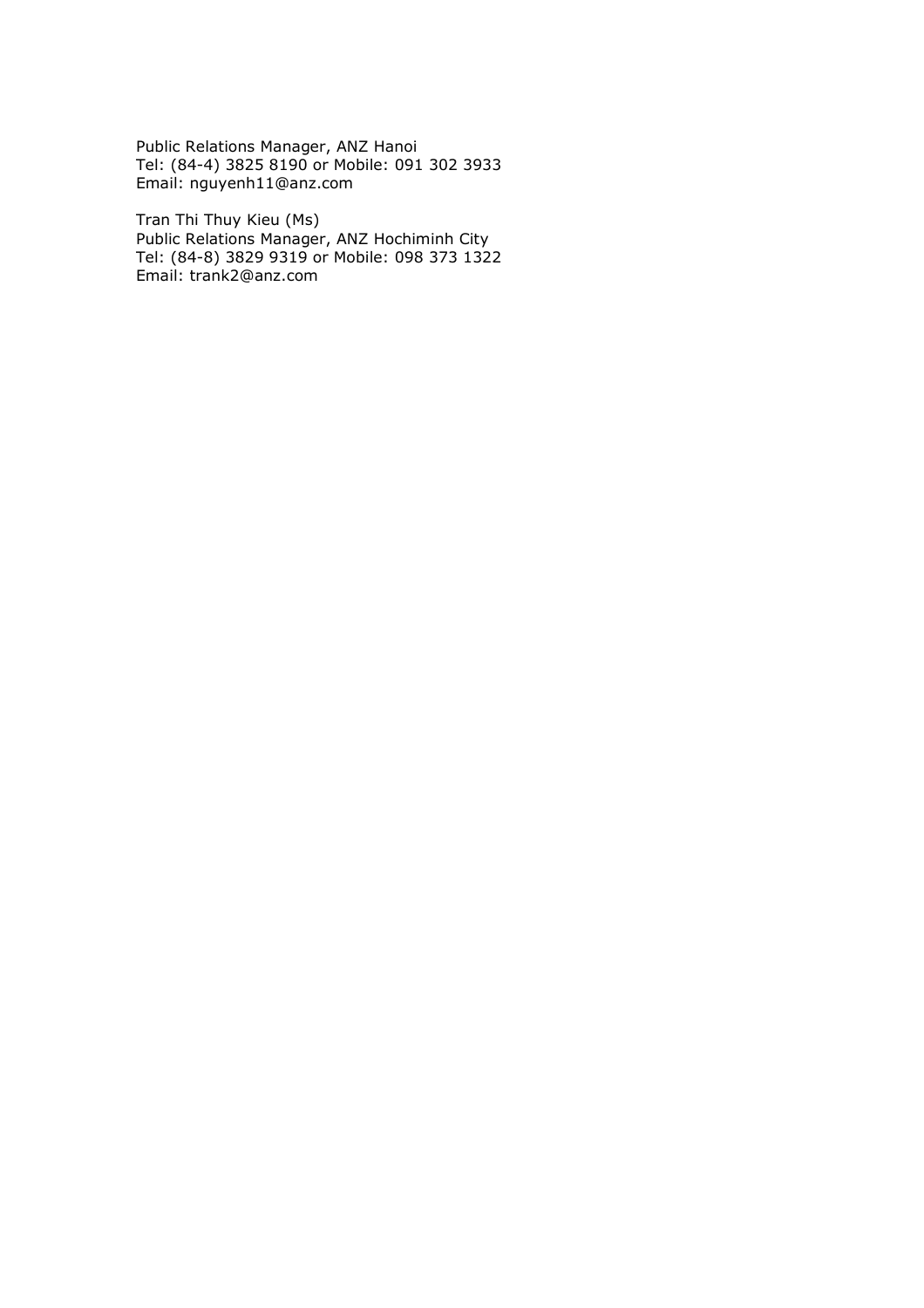Public Relations Manager, ANZ Hanoi
Tel: (84-4) 3825 8190 or Mobile: 091 302 3933
Email: nguyenh11@anz.com

Tran Thi Thuy Kieu (Ms)
Public Relations Manager, ANZ Hochiminh City
Tel: (84-8) 3829 9319 or Mobile: 098 373 1322
Email: trank2@anz.com